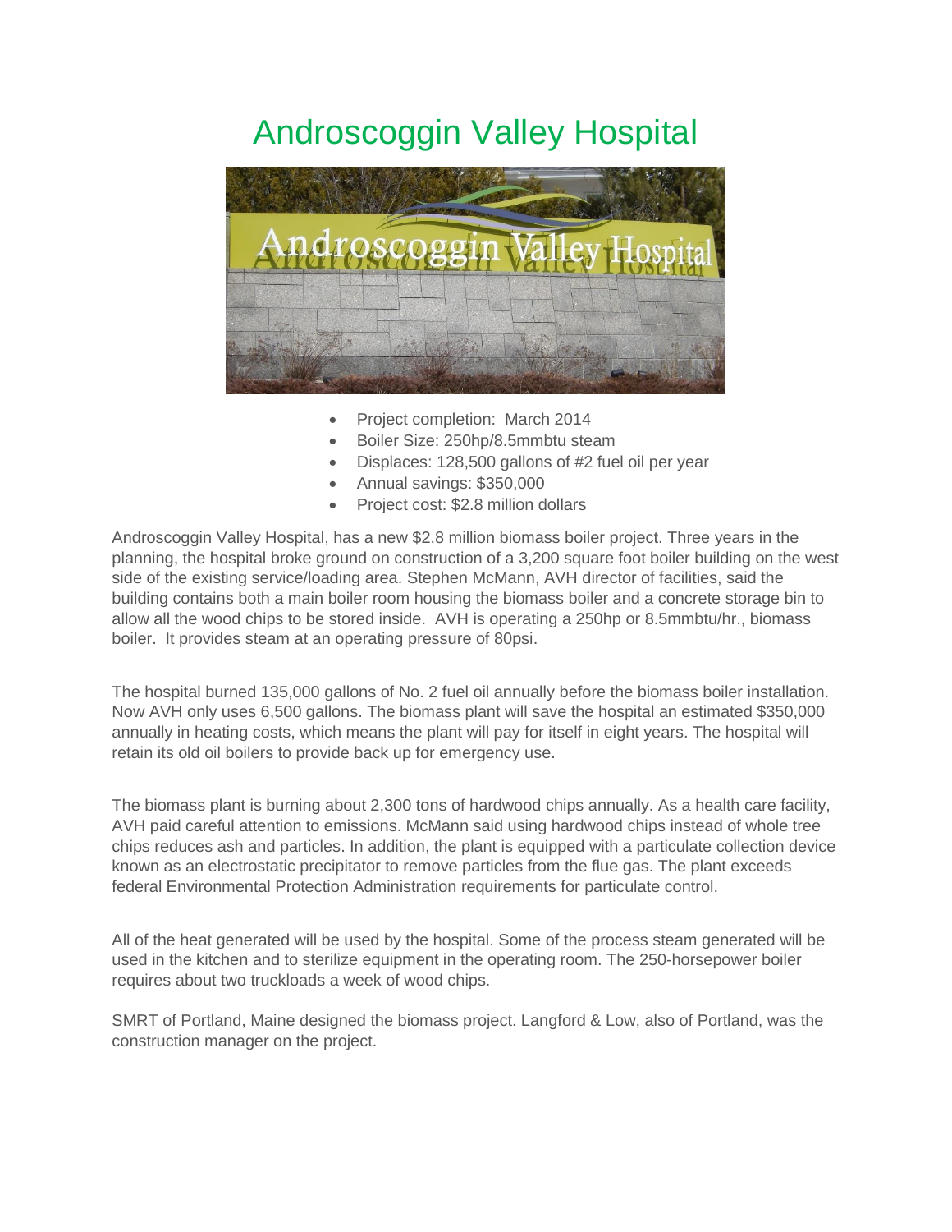# Androscoggin Valley Hospital

- Project completion: March 2014
- Boiler Size: 250hp/8.5mmbtu steam
- Displaces: 128,500 gallons of #2 fuel oil per year
- Annual savings: $350,000
- Project cost: $2.8 million dollars

Androscoggin Valley Hospital, has a new $2.8 million biomass boiler project. Three years in the planning, the hospital broke ground on construction of a 3,200 square foot boiler building on the west side of the existing service/loading area. Stephen McMann, AVH director of facilities, said the building contains both a main boiler room housing the biomass boiler and a concrete storage bin to allow all the wood chips to be stored inside. AVH is operating a 250hp or 8.5mmbtu/hr., biomass boiler. It provides steam at an operating pressure of 80psi.

The hospital burned 135,000 gallons of No. 2 fuel oil annually before the biomass boiler installation. Now AVH only uses 6,500 gallons. The biomass plant will save the hospital an estimated $350,000 annually in heating costs, which means the plant will pay for itself in eight years. The hospital will retain its old oil boilers to provide back up for emergency use.

The biomass plant is burning about 2,300 tons of hardwood chips annually. As a health care facility, AVH paid careful attention to emissions. McMann said using hardwood chips instead of whole tree chips reduces ash and particles. In addition, the plant is equipped with a particulate collection device known as an electrostatic precipitator to remove particles from the flue gas. The plant exceeds federal Environmental Protection Administration requirements for particulate control.

All of the heat generated will be used by the hospital. Some of the process steam generated will be used in the kitchen and to sterilize equipment in the operating room. The 250-horsepower boiler requires about two truckloads a week of wood chips.

SMRT of Portland, Maine designed the biomass project. Langford & Low, also of Portland, was the construction manager on the project.